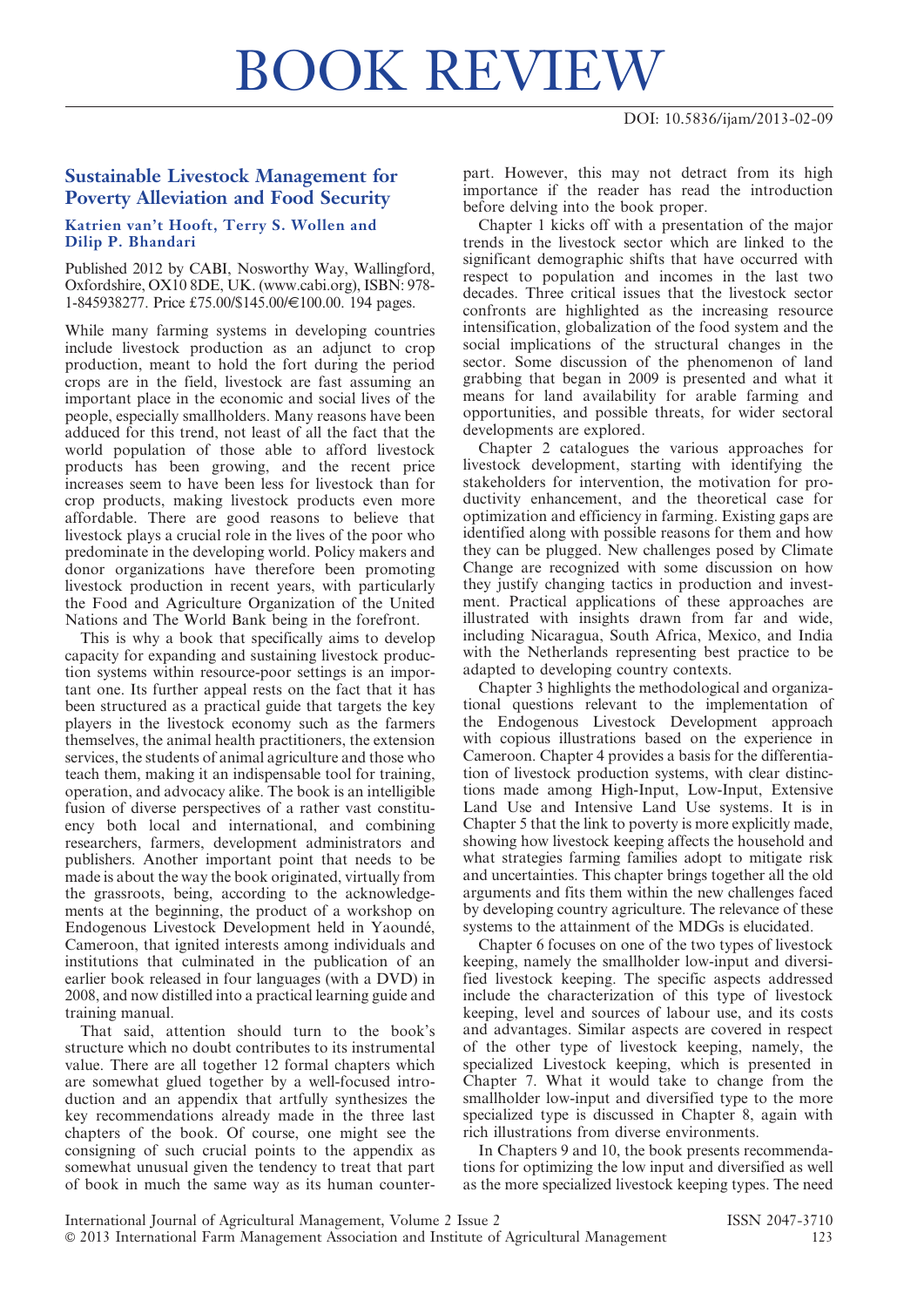# BOOK REVIEW

DOI: 10.5836/ijam/2013-02-09

## Sustainable Livestock Management for Poverty Alleviation and Food Security

**Katrien van't Hooft, Terry S. Wollen and Dilip P. Bhandari**

Published 2012 by CABI, Nosworthy Way, Wallingford, Oxfordshire, OX10 8DE, UK. (www.cabi.org), ISBN: 978-1-845938277. Price £75.00/$145.00/€100.00. 194 pages.

While many farming systems in developing countries include livestock production as an adjunct to crop production, meant to hold the fort during the period crops are in the field, livestock are fast assuming an important place in the economic and social lives of the people, especially smallholders. Many reasons have been adduced for this trend, not least of all the fact that the world population of those able to afford livestock products has been growing, and the recent price increases seem to have been less for livestock than for crop products, making livestock products even more affordable. There are good reasons to believe that livestock plays a crucial role in the lives of the poor who predominate in the developing world. Policy makers and donor organizations have therefore been promoting livestock production in recent years, with particularly the Food and Agriculture Organization of the United Nations and The World Bank being in the forefront.

This is why a book that specifically aims to develop capacity for expanding and sustaining livestock production systems within resource-poor settings is an important one. Its further appeal rests on the fact that it has been structured as a practical guide that targets the key players in the livestock economy such as the farmers themselves, the animal health practitioners, the extension services, the students of animal agriculture and those who teach them, making it an indispensable tool for training, operation, and advocacy alike. The book is an intelligible fusion of diverse perspectives of a rather vast constituency both local and international, and combining researchers, farmers, development administrators and publishers. Another important point that needs to be made is about the way the book originated, virtually from the grassroots, being, according to the acknowledgements at the beginning, the product of a workshop on Endogenous Livestock Development held in Yaoundé, Cameroon, that ignited interests among individuals and institutions that culminated in the publication of an earlier book released in four languages (with a DVD) in 2008, and now distilled into a practical learning guide and training manual.

That said, attention should turn to the book's structure which no doubt contributes to its instrumental value. There are all together 12 formal chapters which are somewhat glued together by a well-focused introduction and an appendix that artfully synthesizes the key recommendations already made in the three last chapters of the book. Of course, one might see the consigning of such crucial points to the appendix as somewhat unusual given the tendency to treat that part of book in much the same way as its human counterpart. However, this may not detract from its high importance if the reader has read the introduction before delving into the book proper.

Chapter 1 kicks off with a presentation of the major trends in the livestock sector which are linked to the significant demographic shifts that have occurred with respect to population and incomes in the last two decades. Three critical issues that the livestock sector confronts are highlighted as the increasing resource intensification, globalization of the food system and the social implications of the structural changes in the sector. Some discussion of the phenomenon of land grabbing that began in 2009 is presented and what it means for land availability for arable farming and opportunities, and possible threats, for wider sectoral developments are explored.

Chapter 2 catalogues the various approaches for livestock development, starting with identifying the stakeholders for intervention, the motivation for productivity enhancement, and the theoretical case for optimization and efficiency in farming. Existing gaps are identified along with possible reasons for them and how they can be plugged. New challenges posed by Climate Change are recognized with some discussion on how they justify changing tactics in production and investment. Practical applications of these approaches are illustrated with insights drawn from far and wide, including Nicaragua, South Africa, Mexico, and India with the Netherlands representing best practice to be adapted to developing country contexts.

Chapter 3 highlights the methodological and organizational questions relevant to the implementation of the Endogenous Livestock Development approach with copious illustrations based on the experience in Cameroon. Chapter 4 provides a basis for the differentiation of livestock production systems, with clear distinctions made among High-Input, Low-Input, Extensive Land Use and Intensive Land Use systems. It is in Chapter 5 that the link to poverty is more explicitly made, showing how livestock keeping affects the household and what strategies farming families adopt to mitigate risk and uncertainties. This chapter brings together all the old arguments and fits them within the new challenges faced by developing country agriculture. The relevance of these systems to the attainment of the MDGs is elucidated.

Chapter 6 focuses on one of the two types of livestock keeping, namely the smallholder low-input and diversified livestock keeping. The specific aspects addressed include the characterization of this type of livestock keeping, level and sources of labour use, and its costs and advantages. Similar aspects are covered in respect of the other type of livestock keeping, namely, the specialized Livestock keeping, which is presented in Chapter 7. What it would take to change from the smallholder low-input and diversified type to the more specialized type is discussed in Chapter 8, again with rich illustrations from diverse environments.

In Chapters 9 and 10, the book presents recommendations for optimizing the low input and diversified as well as the more specialized livestock keeping types. The need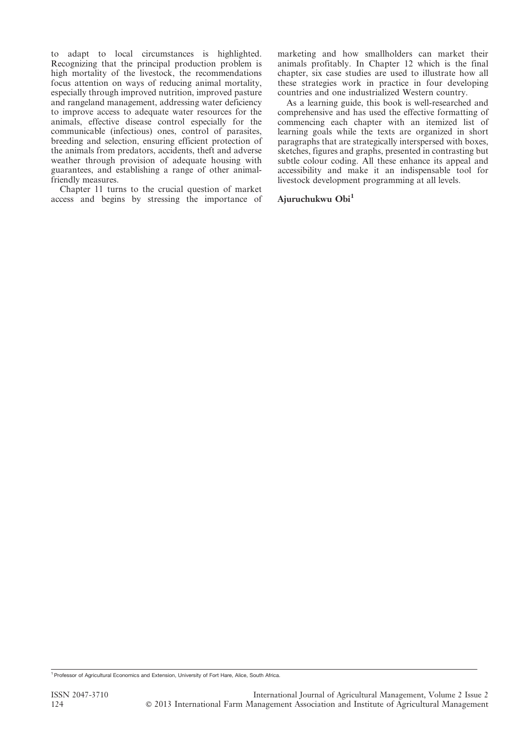to adapt to local circumstances is highlighted. Recognizing that the principal production problem is high mortality of the livestock, the recommendations focus attention on ways of reducing animal mortality, especially through improved nutrition, improved pasture and rangeland management, addressing water deficiency to improve access to adequate water resources for the animals, effective disease control especially for the communicable (infectious) ones, control of parasites, breeding and selection, ensuring efficient protection of the animals from predators, accidents, theft and adverse weather through provision of adequate housing with guarantees, and establishing a range of other animal-friendly measures.

Chapter 11 turns to the crucial question of market access and begins by stressing the importance of marketing and how smallholders can market their animals profitably. In Chapter 12 which is the final chapter, six case studies are used to illustrate how all these strategies work in practice in four developing countries and one industrialized Western country.

As a learning guide, this book is well-researched and comprehensive and has used the effective formatting of commencing each chapter with an itemized list of learning goals while the texts are organized in short paragraphs that are strategically interspersed with boxes, sketches, figures and graphs, presented in contrasting but subtle colour coding. All these enhance its appeal and accessibility and make it an indispensable tool for livestock development programming at all levels.

**Ajuruchukwu Obi**[1]

[1] Professor of Agricultural Economics and Extension, University of Fort Hare, Alice, South Africa.